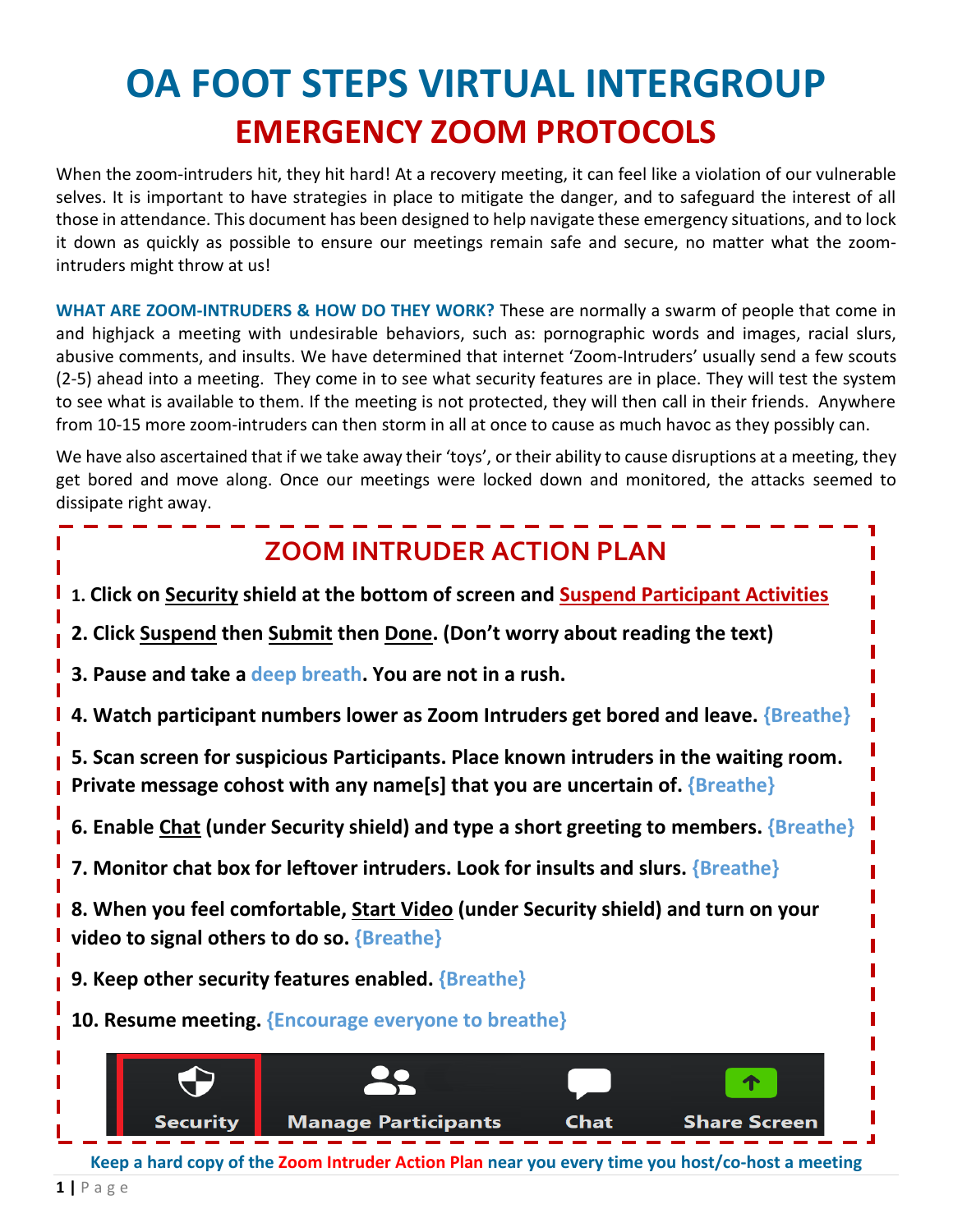# OA FOOT STEPS VIRTUAL INTERGROUP

## EMERGENCY ZOOM PROTOCOLS

When the zoom-intruders hit, they hit hard! At a recovery meeting, it can feel like a violation of our vulnerable selves. It is important to have strategies in place to mitigate the danger, and to safeguard the interest of all those in attendance. This document has been designed to help navigate these emergency situations, and to lock it down as quickly as possible to ensure our meetings remain safe and secure, no matter what the zoom-intruders might throw at us!

**WHAT ARE ZOOM-INTRUDERS & HOW DO THEY WORK?** These are normally a swarm of people that come in and highjack a meeting with undesirable behaviors, such as: pornographic words and images, racial slurs, abusive comments, and insults. We have determined that internet 'Zoom-Intruders' usually send a few scouts (2-5) ahead into a meeting. They come in to see what security features are in place. They will test the system to see what is available to them. If the meeting is not protected, they will then call in their friends. Anywhere from 10-15 more zoom-intruders can then storm in all at once to cause as much havoc as they possibly can.

We have also ascertained that if we take away their 'toys', or their ability to cause disruptions at a meeting, they get bored and move along. Once our meetings were locked down and monitored, the attacks seemed to dissipate right away.

## ZOOM INTRUDER ACTION PLAN

1. **Click on Security shield at the bottom of screen and Suspend Participant Activities**
2. **Click Suspend then Submit then Done. (Don't worry about reading the text)**
3. **Pause and take a deep breath. You are not in a rush.**
4. **Watch participant numbers lower as Zoom Intruders get bored and leave. {Breathe}**
5. **Scan screen for suspicious Participants. Place known intruders in the waiting room. Private message cohost with any name[s] that you are uncertain of. {Breathe}**
6. **Enable Chat (under Security shield) and type a short greeting to members. {Breathe}**
7. **Monitor chat box for leftover intruders. Look for insults and slurs. {Breathe}**
8. **When you feel comfortable, Start Video (under Security shield) and turn on your video to signal others to do so. {Breathe}**
9. **Keep other security features enabled. {Breathe}**
10. **Resume meeting. {Encourage everyone to breathe}**

Security | Manage Participants | Chat | Share Screen

**Keep a hard copy of the Zoom Intruder Action Plan near you every time you host/co-host a meeting**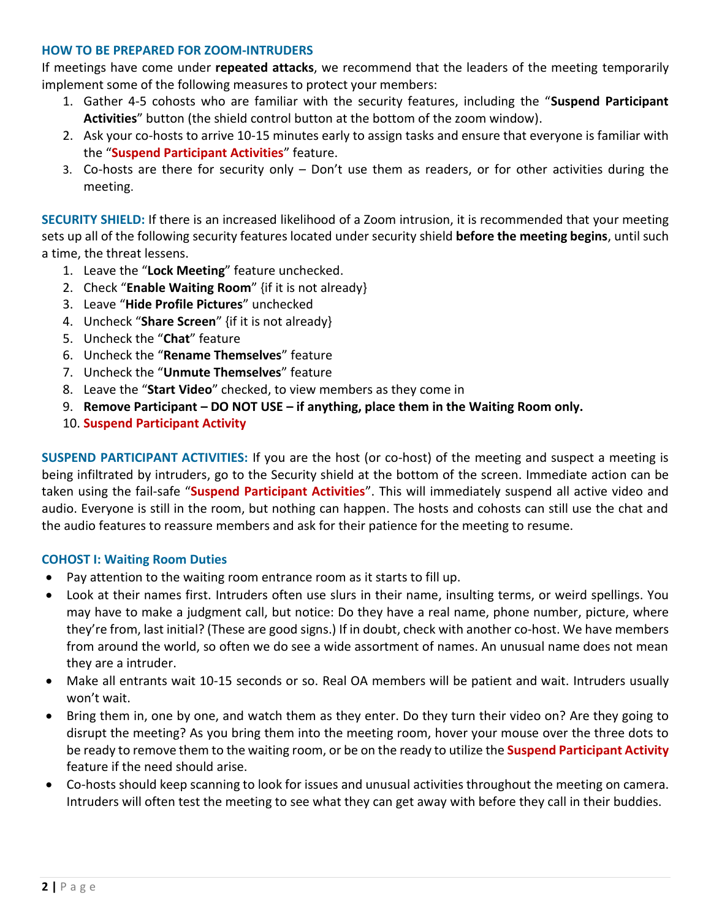### HOW TO BE PREPARED FOR ZOOM-INTRUDERS

If meetings have come under **repeated attacks**, we recommend that the leaders of the meeting temporarily implement some of the following measures to protect your members:

1. Gather 4-5 cohosts who are familiar with the security features, including the "**Suspend Participant Activities**" button (the shield control button at the bottom of the zoom window).
2. Ask your co-hosts to arrive 10-15 minutes early to assign tasks and ensure that everyone is familiar with the "**Suspend Participant Activities**" feature.
3. Co-hosts are there for security only – Don't use them as readers, or for other activities during the meeting.

**SECURITY SHIELD:** If there is an increased likelihood of a Zoom intrusion, it is recommended that your meeting sets up all of the following security features located under security shield **before the meeting begins**, until such a time, the threat lessens.

1. Leave the "**Lock Meeting**" feature unchecked.
2. Check "**Enable Waiting Room**" {if it is not already}
3. Leave "**Hide Profile Pictures**" unchecked
4. Uncheck "**Share Screen**" {if it is not already}
5. Uncheck the "**Chat**" feature
6. Uncheck the "**Rename Themselves**" feature
7. Uncheck the "**Unmute Themselves**" feature
8. Leave the "**Start Video**" checked, to view members as they come in
9. **Remove Participant – DO NOT USE – if anything, place them in the Waiting Room only.**
10. **Suspend Participant Activity**

**SUSPEND PARTICIPANT ACTIVITIES:** If you are the host (or co-host) of the meeting and suspect a meeting is being infiltrated by intruders, go to the Security shield at the bottom of the screen. Immediate action can be taken using the fail-safe "**Suspend Participant Activities**". This will immediately suspend all active video and audio. Everyone is still in the room, but nothing can happen. The hosts and cohosts can still use the chat and the audio features to reassure members and ask for their patience for the meeting to resume.

### COHOST I: Waiting Room Duties

- Pay attention to the waiting room entrance room as it starts to fill up.
- Look at their names first. Intruders often use slurs in their name, insulting terms, or weird spellings. You may have to make a judgment call, but notice: Do they have a real name, phone number, picture, where they're from, last initial? (These are good signs.) If in doubt, check with another co-host. We have members from around the world, so often we do see a wide assortment of names. An unusual name does not mean they are a intruder.
- Make all entrants wait 10-15 seconds or so. Real OA members will be patient and wait. Intruders usually won't wait.
- Bring them in, one by one, and watch them as they enter. Do they turn their video on? Are they going to disrupt the meeting? As you bring them into the meeting room, hover your mouse over the three dots to be ready to remove them to the waiting room, or be on the ready to utilize the **Suspend Participant Activity** feature if the need should arise.
- Co-hosts should keep scanning to look for issues and unusual activities throughout the meeting on camera. Intruders will often test the meeting to see what they can get away with before they call in their buddies.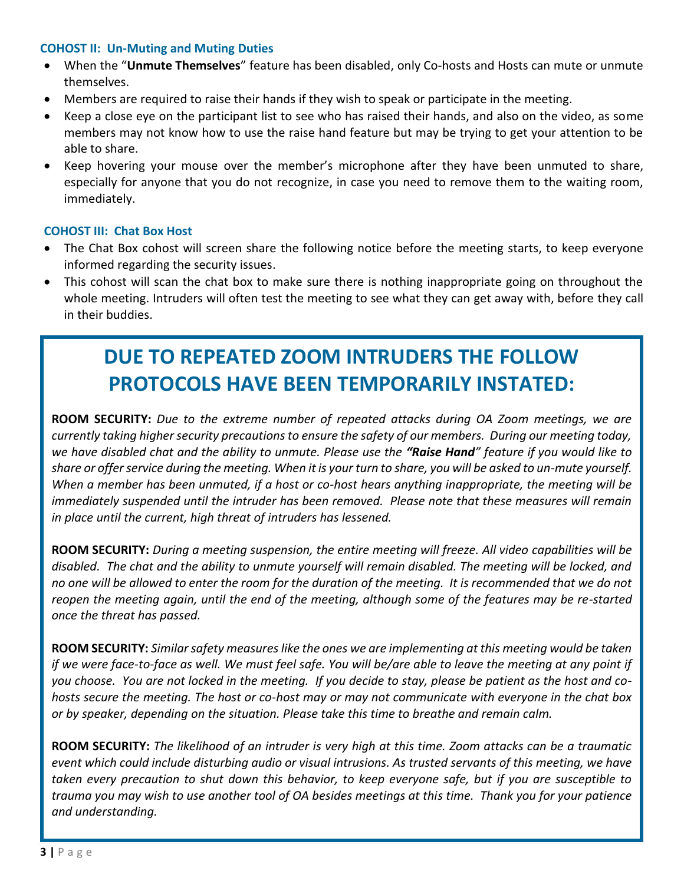### COHOST II: Un-Muting and Muting Duties

- When the "**Unmute Themselves**" feature has been disabled, only Co-hosts and Hosts can mute or unmute themselves.
- Members are required to raise their hands if they wish to speak or participate in the meeting.
- Keep a close eye on the participant list to see who has raised their hands, and also on the video, as some members may not know how to use the raise hand feature but may be trying to get your attention to be able to share.
- Keep hovering your mouse over the member's microphone after they have been unmuted to share, especially for anyone that you do not recognize, in case you need to remove them to the waiting room, immediately.

### COHOST III: Chat Box Host

- The Chat Box cohost will screen share the following notice before the meeting starts, to keep everyone informed regarding the security issues.
- This cohost will scan the chat box to make sure there is nothing inappropriate going on throughout the whole meeting. Intruders will often test the meeting to see what they can get away with, before they call in their buddies.

## DUE TO REPEATED ZOOM INTRUDERS THE FOLLOW PROTOCOLS HAVE BEEN TEMPORARILY INSTATED:

**ROOM SECURITY:** *Due to the extreme number of repeated attacks during OA Zoom meetings, we are currently taking higher security precautions to ensure the safety of our members. During our meeting today, we have disabled chat and the ability to unmute. Please use the **"Raise Hand"** feature if you would like to share or offer service during the meeting. When it is your turn to share, you will be asked to un-mute yourself. When a member has been unmuted, if a host or co-host hears anything inappropriate, the meeting will be immediately suspended until the intruder has been removed. Please note that these measures will remain in place until the current, high threat of intruders has lessened.*

**ROOM SECURITY:** *During a meeting suspension, the entire meeting will freeze. All video capabilities will be disabled. The chat and the ability to unmute yourself will remain disabled. The meeting will be locked, and no one will be allowed to enter the room for the duration of the meeting. It is recommended that we do not reopen the meeting again, until the end of the meeting, although some of the features may be re-started once the threat has passed.*

**ROOM SECURITY:** *Similar safety measures like the ones we are implementing at this meeting would be taken if we were face-to-face as well. We must feel safe. You will be/are able to leave the meeting at any point if you choose. You are not locked in the meeting. If you decide to stay, please be patient as the host and co-hosts secure the meeting. The host or co-host may or may not communicate with everyone in the chat box or by speaker, depending on the situation. Please take this time to breathe and remain calm.*

**ROOM SECURITY:** *The likelihood of an intruder is very high at this time. Zoom attacks can be a traumatic event which could include disturbing audio or visual intrusions. As trusted servants of this meeting, we have taken every precaution to shut down this behavior, to keep everyone safe, but if you are susceptible to trauma you may wish to use another tool of OA besides meetings at this time. Thank you for your patience and understanding.*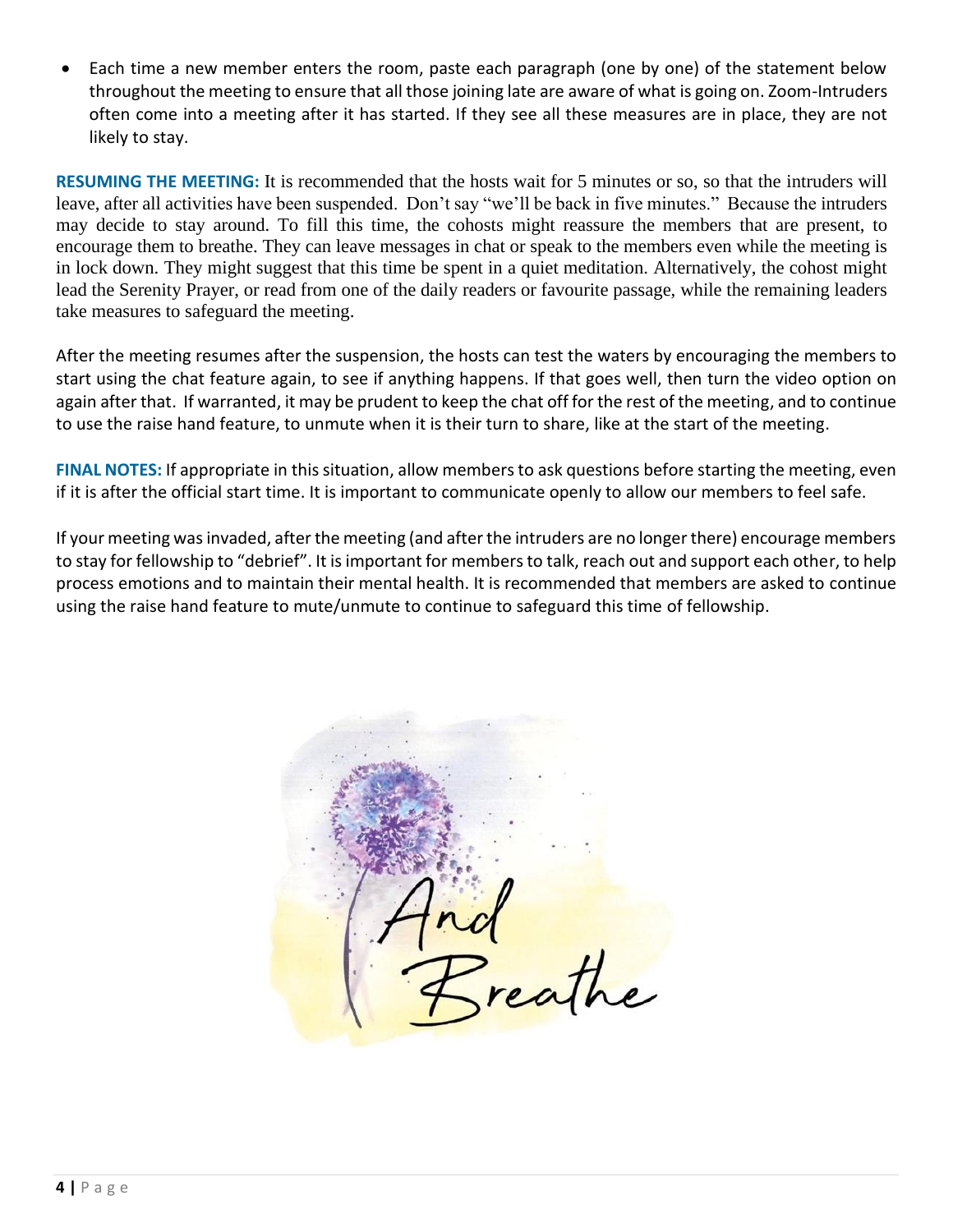- Each time a new member enters the room, paste each paragraph (one by one) of the statement below throughout the meeting to ensure that all those joining late are aware of what is going on. Zoom-Intruders often come into a meeting after it has started. If they see all these measures are in place, they are not likely to stay.

**RESUMING THE MEETING:** It is recommended that the hosts wait for 5 minutes or so, so that the intruders will leave, after all activities have been suspended. Don't say "we'll be back in five minutes." Because the intruders may decide to stay around. To fill this time, the cohosts might reassure the members that are present, to encourage them to breathe. They can leave messages in chat or speak to the members even while the meeting is in lock down. They might suggest that this time be spent in a quiet meditation. Alternatively, the cohost might lead the Serenity Prayer, or read from one of the daily readers or favourite passage, while the remaining leaders take measures to safeguard the meeting.

After the meeting resumes after the suspension, the hosts can test the waters by encouraging the members to start using the chat feature again, to see if anything happens. If that goes well, then turn the video option on again after that. If warranted, it may be prudent to keep the chat off for the rest of the meeting, and to continue to use the raise hand feature, to unmute when it is their turn to share, like at the start of the meeting.

**FINAL NOTES:** If appropriate in this situation, allow members to ask questions before starting the meeting, even if it is after the official start time. It is important to communicate openly to allow our members to feel safe.

If your meeting was invaded, after the meeting (and after the intruders are no longer there) encourage members to stay for fellowship to "debrief". It is important for members to talk, reach out and support each other, to help process emotions and to maintain their mental health. It is recommended that members are asked to continue using the raise hand feature to mute/unmute to continue to safeguard this time of fellowship.

And Breathe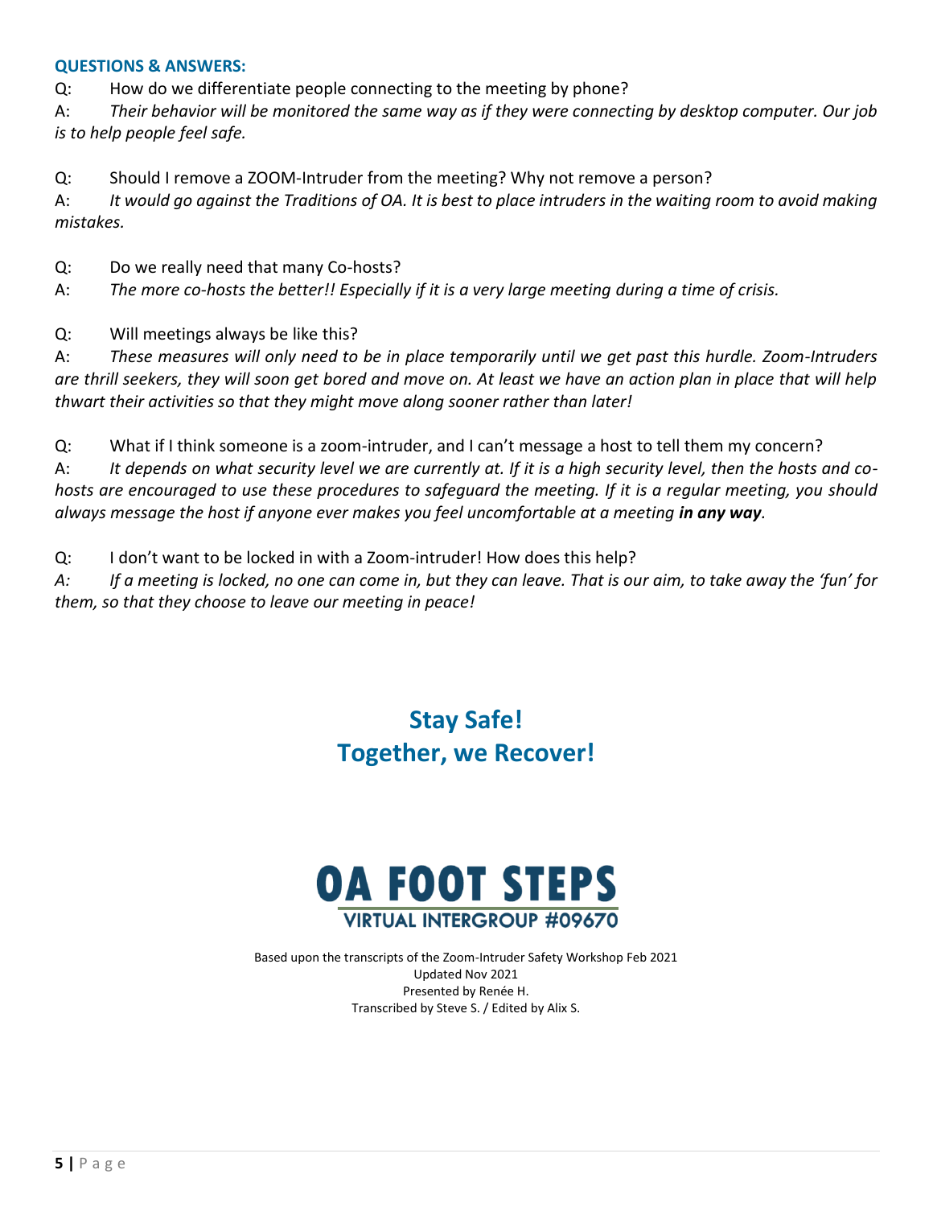### QUESTIONS & ANSWERS:

Q: How do we differentiate people connecting to the meeting by phone?

A: *Their behavior will be monitored the same way as if they were connecting by desktop computer. Our job is to help people feel safe.*

Q: Should I remove a ZOOM-Intruder from the meeting? Why not remove a person?

A: *It would go against the Traditions of OA. It is best to place intruders in the waiting room to avoid making mistakes.*

Q: Do we really need that many Co-hosts?

A: *The more co-hosts the better!! Especially if it is a very large meeting during a time of crisis.*

Q: Will meetings always be like this?

A: *These measures will only need to be in place temporarily until we get past this hurdle. Zoom-Intruders are thrill seekers, they will soon get bored and move on. At least we have an action plan in place that will help thwart their activities so that they might move along sooner rather than later!*

Q: What if I think someone is a zoom-intruder, and I can't message a host to tell them my concern?

A: *It depends on what security level we are currently at. If it is a high security level, then the hosts and co-hosts are encouraged to use these procedures to safeguard the meeting. If it is a regular meeting, you should always message the host if anyone ever makes you feel uncomfortable at a meeting* ***in any way****.*

Q: I don't want to be locked in with a Zoom-intruder! How does this help?

*A: If a meeting is locked, no one can come in, but they can leave. That is our aim, to take away the 'fun' for them, so that they choose to leave our meeting in peace!*

## Stay Safe!
## Together, we Recover!

**OA FOOT STEPS**
**VIRTUAL INTERGROUP #09670**

Based upon the transcripts of the Zoom-Intruder Safety Workshop Feb 2021
Updated Nov 2021
Presented by Renée H.
Transcribed by Steve S. / Edited by Alix S.